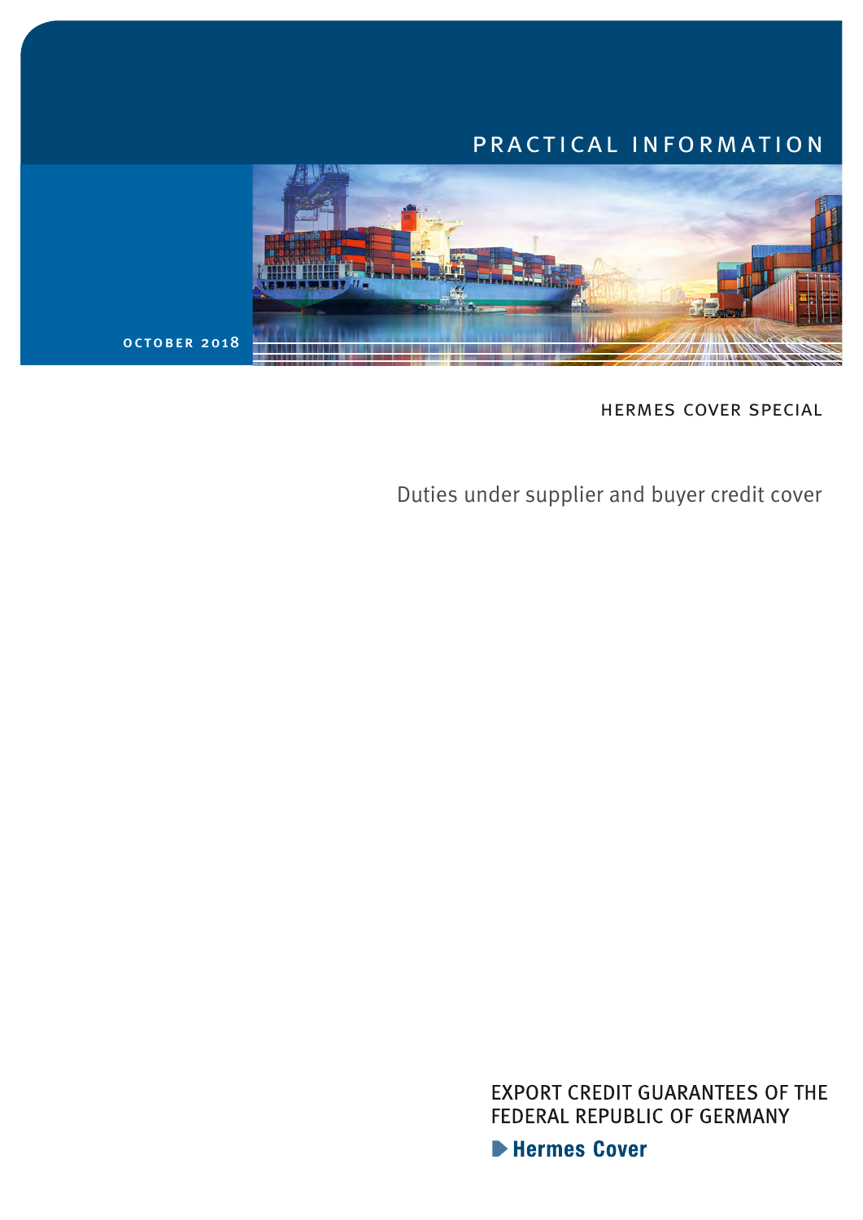PRACTICAL INFORMATION

OCTOBER 2018

HERMES COVER SPECIAL

# Duties under supplier and buyer credit cover

EXPORT CREDIT GUARANTEES OF THE FEDERAL REPUBLIC OF GERMANY

Hermes Cover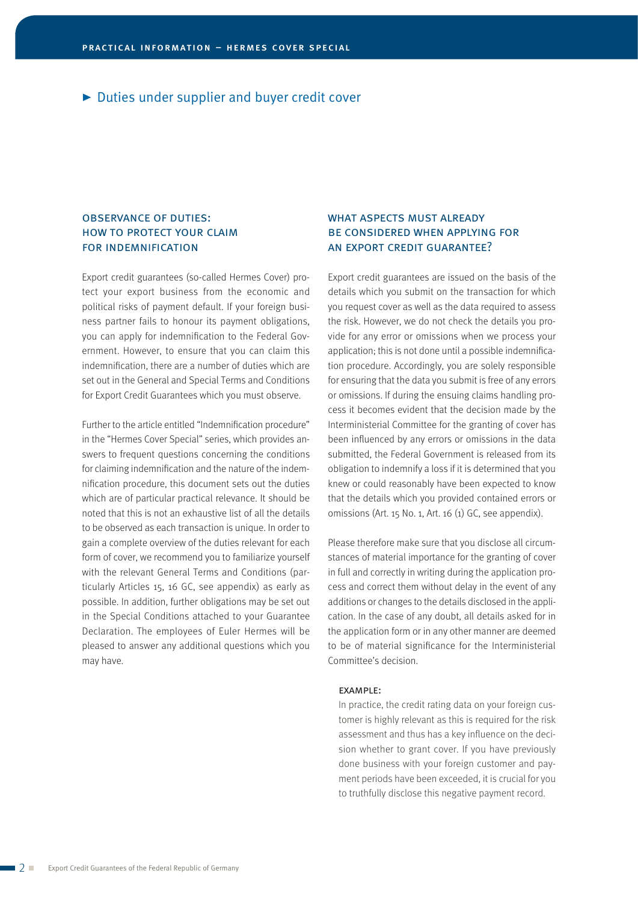# Duties under supplier and buyer credit cover

## OBSERVANCE OF DUTIES: HOW TO PROTECT YOUR CLAIM FOR INDEMNIFICATION

Export credit guarantees (so-called Hermes Cover) protect your export business from the economic and political risks of payment default. If your foreign business partner fails to honour its payment obligations, you can apply for indemnification to the Federal Government. However, to ensure that you can claim this indemnification, there are a number of duties which are set out in the General and Special Terms and Conditions for Export Credit Guarantees which you must observe.

Further to the article entitled "Indemnification procedure" in the "Hermes Cover Special" series, which provides answers to frequent questions concerning the conditions for claiming indemnification and the nature of the indemnification procedure, this document sets out the duties which are of particular practical relevance. It should be noted that this is not an exhaustive list of all the details to be observed as each transaction is unique. In order to gain a complete overview of the duties relevant for each form of cover, we recommend you to familiarize yourself with the relevant General Terms and Conditions (particularly Articles 15, 16 GC, see appendix) as early as possible. In addition, further obligations may be set out in the Special Conditions attached to your Guarantee Declaration. The employees of Euler Hermes will be pleased to answer any additional questions which you may have.

## WHAT ASPECTS MUST ALREADY BE CONSIDERED WHEN APPLYING FOR AN EXPORT CREDIT GUARANTEE?

Export credit guarantees are issued on the basis of the details which you submit on the transaction for which you request cover as well as the data required to assess the risk. However, we do not check the details you provide for any error or omissions when we process your application; this is not done until a possible indemnification procedure. Accordingly, you are solely responsible for ensuring that the data you submit is free of any errors or omissions. If during the ensuing claims handling process it becomes evident that the decision made by the Interministerial Committee for the granting of cover has been influenced by any errors or omissions in the data submitted, the Federal Government is released from its obligation to indemnify a loss if it is determined that you knew or could reasonably have been expected to know that the details which you provided contained errors or omissions (Art. 15 No. 1, Art. 16 (1) GC, see appendix).

Please therefore make sure that you disclose all circumstances of material importance for the granting of cover in full and correctly in writing during the application process and correct them without delay in the event of any additions or changes to the details disclosed in the application. In the case of any doubt, all details asked for in the application form or in any other manner are deemed to be of material significance for the Interministerial Committee's decision.

### EXAMPLE:

In practice, the credit rating data on your foreign customer is highly relevant as this is required for the risk assessment and thus has a key influence on the decision whether to grant cover. If you have previously done business with your foreign customer and payment periods have been exceeded, it is crucial for you to truthfully disclose this negative payment record.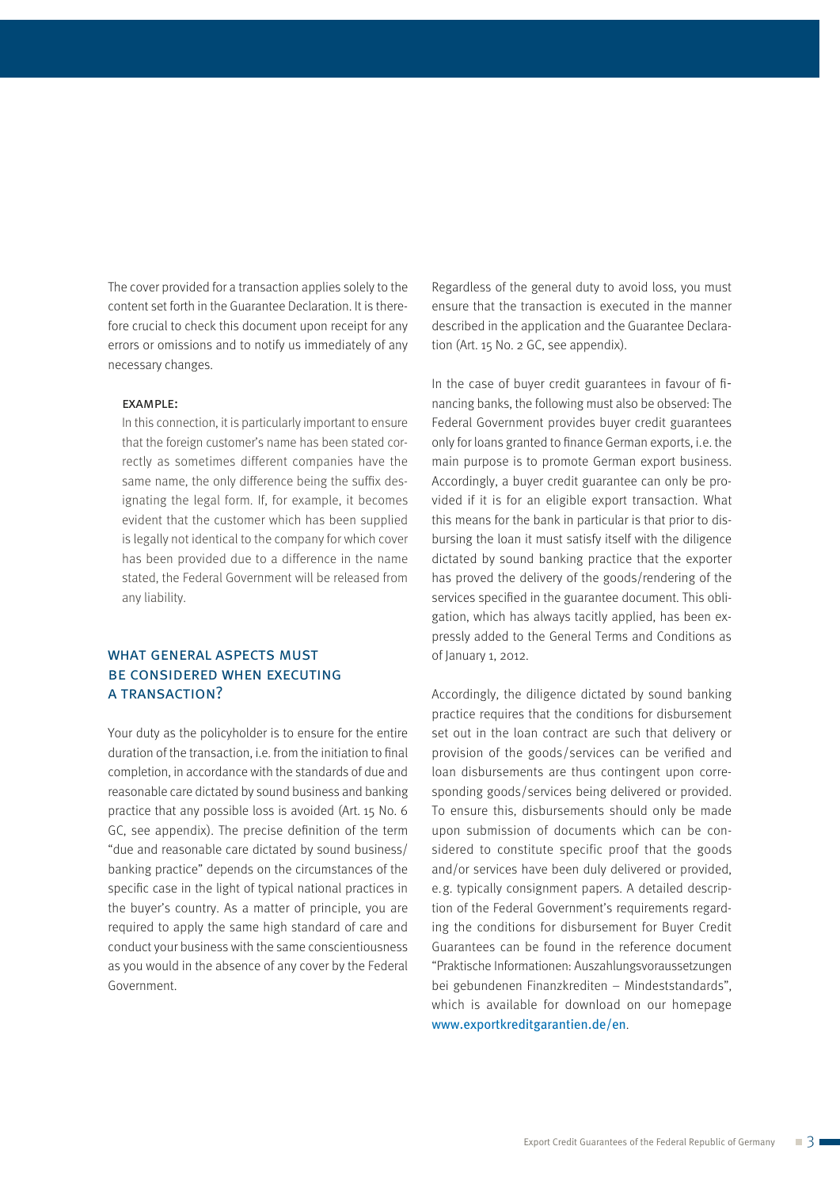The cover provided for a transaction applies solely to the content set forth in the Guarantee Declaration. It is therefore crucial to check this document upon receipt for any errors or omissions and to notify us immediately of any necessary changes.

> **EXAMPLE:**
>
> In this connection, it is particularly important to ensure that the foreign customer's name has been stated correctly as sometimes different companies have the same name, the only difference being the suffix designating the legal form. If, for example, it becomes evident that the customer which has been supplied is legally not identical to the company for which cover has been provided due to a difference in the name stated, the Federal Government will be released from any liability.

## WHAT GENERAL ASPECTS MUST BE CONSIDERED WHEN EXECUTING A TRANSACTION?

Your duty as the policyholder is to ensure for the entire duration of the transaction, i.e. from the initiation to final completion, in accordance with the standards of due and reasonable care dictated by sound business and banking practice that any possible loss is avoided (Art. 15 No. 6 GC, see appendix). The precise definition of the term "due and reasonable care dictated by sound business/banking practice" depends on the circumstances of the specific case in the light of typical national practices in the buyer's country. As a matter of principle, you are required to apply the same high standard of care and conduct your business with the same conscientiousness as you would in the absence of any cover by the Federal Government.

Regardless of the general duty to avoid loss, you must ensure that the transaction is executed in the manner described in the application and the Guarantee Declaration (Art. 15 No. 2 GC, see appendix).

In the case of buyer credit guarantees in favour of financing banks, the following must also be observed: The Federal Government provides buyer credit guarantees only for loans granted to finance German exports, i.e. the main purpose is to promote German export business. Accordingly, a buyer credit guarantee can only be provided if it is for an eligible export transaction. What this means for the bank in particular is that prior to disbursing the loan it must satisfy itself with the diligence dictated by sound banking practice that the exporter has proved the delivery of the goods/rendering of the services specified in the guarantee document. This obligation, which has always tacitly applied, has been expressly added to the General Terms and Conditions as of January 1, 2012.

Accordingly, the diligence dictated by sound banking practice requires that the conditions for disbursement set out in the loan contract are such that delivery or provision of the goods/services can be verified and loan disbursements are thus contingent upon corresponding goods/services being delivered or provided. To ensure this, disbursements should only be made upon submission of documents which can be considered to constitute specific proof that the goods and/or services have been duly delivered or provided, e.g. typically consignment papers. A detailed description of the Federal Government's requirements regarding the conditions for disbursement for Buyer Credit Guarantees can be found in the reference document "Praktische Informationen: Auszahlungsvoraussetzungen bei gebundenen Finanzkrediten – Mindeststandards", which is available for download on our homepage www.exportkreditgarantien.de/en.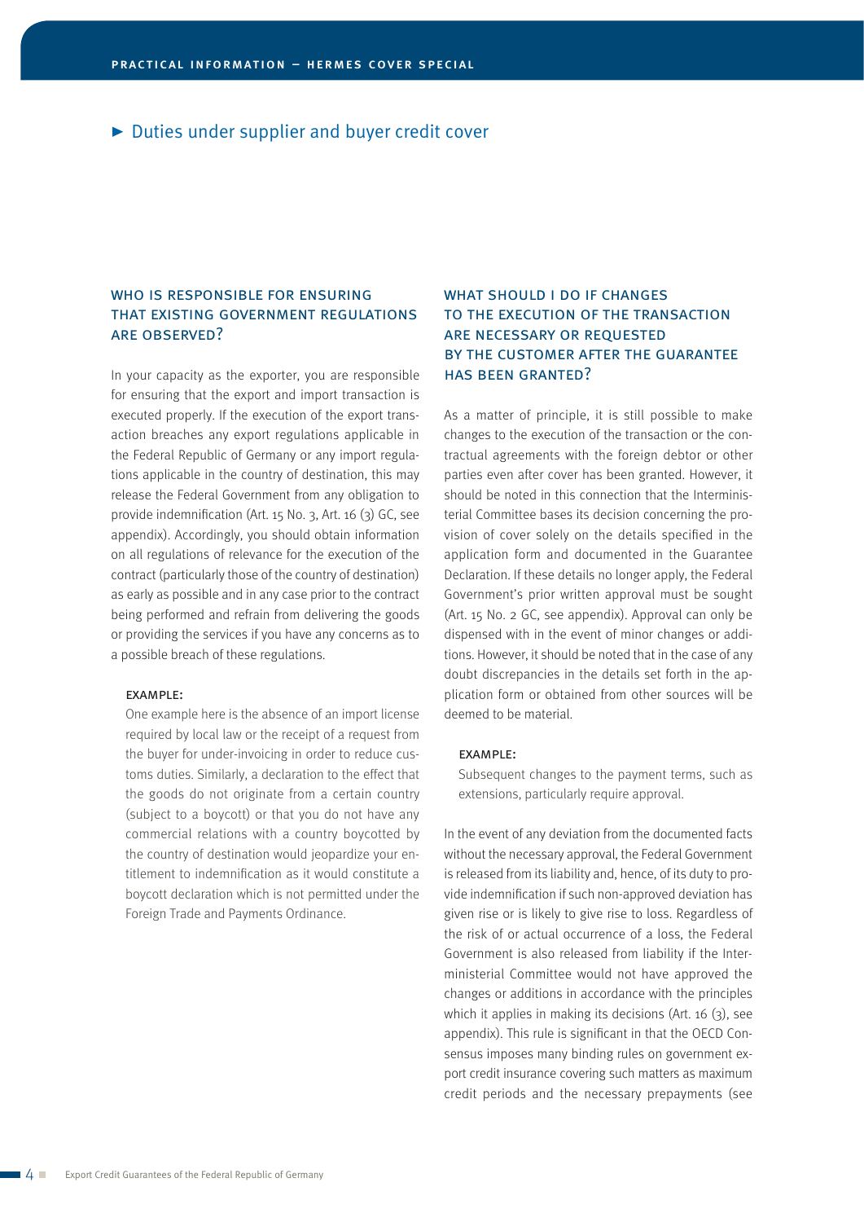## ▶ Duties under supplier and buyer credit cover

### WHO IS RESPONSIBLE FOR ENSURING THAT EXISTING GOVERNMENT REGULATIONS ARE OBSERVED?

In your capacity as the exporter, you are responsible for ensuring that the export and import transaction is executed properly. If the execution of the export transaction breaches any export regulations applicable in the Federal Republic of Germany or any import regulations applicable in the country of destination, this may release the Federal Government from any obligation to provide indemnification (Art. 15 No. 3, Art. 16 (3) GC, see appendix). Accordingly, you should obtain information on all regulations of relevance for the execution of the contract (particularly those of the country of destination) as early as possible and in any case prior to the contract being performed and refrain from delivering the goods or providing the services if you have any concerns as to a possible breach of these regulations.

#### EXAMPLE:

One example here is the absence of an import license required by local law or the receipt of a request from the buyer for under-invoicing in order to reduce customs duties. Similarly, a declaration to the effect that the goods do not originate from a certain country (subject to a boycott) or that you do not have any commercial relations with a country boycotted by the country of destination would jeopardize your entitlement to indemnification as it would constitute a boycott declaration which is not permitted under the Foreign Trade and Payments Ordinance.

### WHAT SHOULD I DO IF CHANGES TO THE EXECUTION OF THE TRANSACTION ARE NECESSARY OR REQUESTED BY THE CUSTOMER AFTER THE GUARANTEE HAS BEEN GRANTED?

As a matter of principle, it is still possible to make changes to the execution of the transaction or the contractual agreements with the foreign debtor or other parties even after cover has been granted. However, it should be noted in this connection that the Interministerial Committee bases its decision concerning the provision of cover solely on the details specified in the application form and documented in the Guarantee Declaration. If these details no longer apply, the Federal Government's prior written approval must be sought (Art. 15 No. 2 GC, see appendix). Approval can only be dispensed with in the event of minor changes or additions. However, it should be noted that in the case of any doubt discrepancies in the details set forth in the application form or obtained from other sources will be deemed to be material.

#### EXAMPLE:

Subsequent changes to the payment terms, such as extensions, particularly require approval.

In the event of any deviation from the documented facts without the necessary approval, the Federal Government is released from its liability and, hence, of its duty to provide indemnification if such non-approved deviation has given rise or is likely to give rise to loss. Regardless of the risk of or actual occurrence of a loss, the Federal Government is also released from liability if the Interministerial Committee would not have approved the changes or additions in accordance with the principles which it applies in making its decisions (Art. 16 (3), see appendix). This rule is significant in that the OECD Consensus imposes many binding rules on government export credit insurance covering such matters as maximum credit periods and the necessary prepayments (see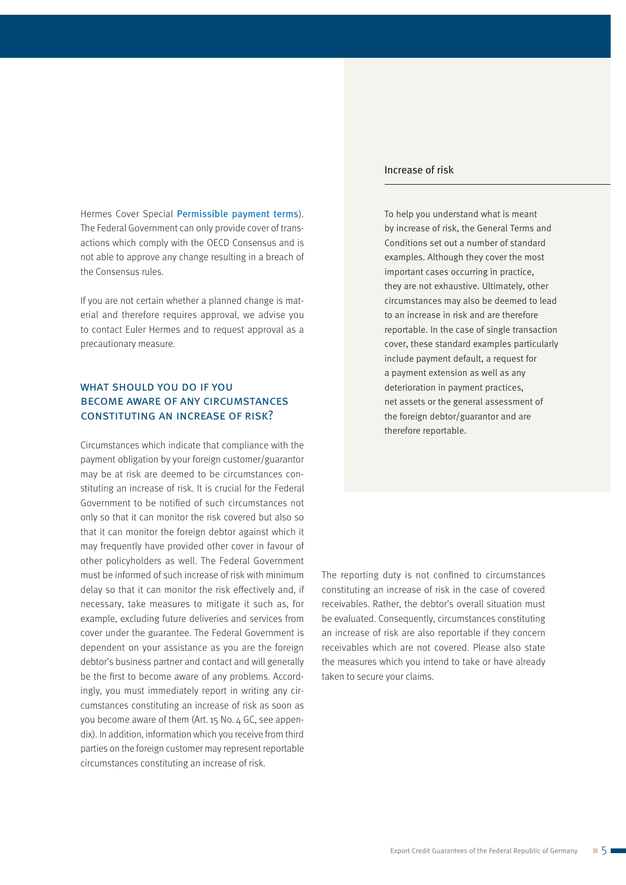Hermes Cover Special Permissible payment terms). The Federal Government can only provide cover of transactions which comply with the OECD Consensus and is not able to approve any change resulting in a breach of the Consensus rules.

If you are not certain whether a planned change is material and therefore requires approval, we advise you to contact Euler Hermes and to request approval as a precautionary measure.

## WHAT SHOULD YOU DO IF YOU BECOME AWARE OF ANY CIRCUMSTANCES CONSTITUTING AN INCREASE OF RISK?

Circumstances which indicate that compliance with the payment obligation by your foreign customer/guarantor may be at risk are deemed to be circumstances constituting an increase of risk. It is crucial for the Federal Government to be notified of such circumstances not only so that it can monitor the risk covered but also so that it can monitor the foreign debtor against which it may frequently have provided other cover in favour of other policyholders as well. The Federal Government must be informed of such increase of risk with minimum delay so that it can monitor the risk effectively and, if necessary, take measures to mitigate it such as, for example, excluding future deliveries and services from cover under the guarantee. The Federal Government is dependent on your assistance as you are the foreign debtor's business partner and contact and will generally be the first to become aware of any problems. Accordingly, you must immediately report in writing any circumstances constituting an increase of risk as soon as you become aware of them (Art. 15 No. 4 GC, see appendix). In addition, information which you receive from third parties on the foreign customer may represent reportable circumstances constituting an increase of risk.

### Increase of risk

To help you understand what is meant by increase of risk, the General Terms and Conditions set out a number of standard examples. Although they cover the most important cases occurring in practice, they are not exhaustive. Ultimately, other circumstances may also be deemed to lead to an increase in risk and are therefore reportable. In the case of single transaction cover, these standard examples particularly include payment default, a request for a payment extension as well as any deterioration in payment practices, net assets or the general assessment of the foreign debtor/guarantor and are therefore reportable.

The reporting duty is not confined to circumstances constituting an increase of risk in the case of covered receivables. Rather, the debtor's overall situation must be evaluated. Consequently, circumstances constituting an increase of risk are also reportable if they concern receivables which are not covered. Please also state the measures which you intend to take or have already taken to secure your claims.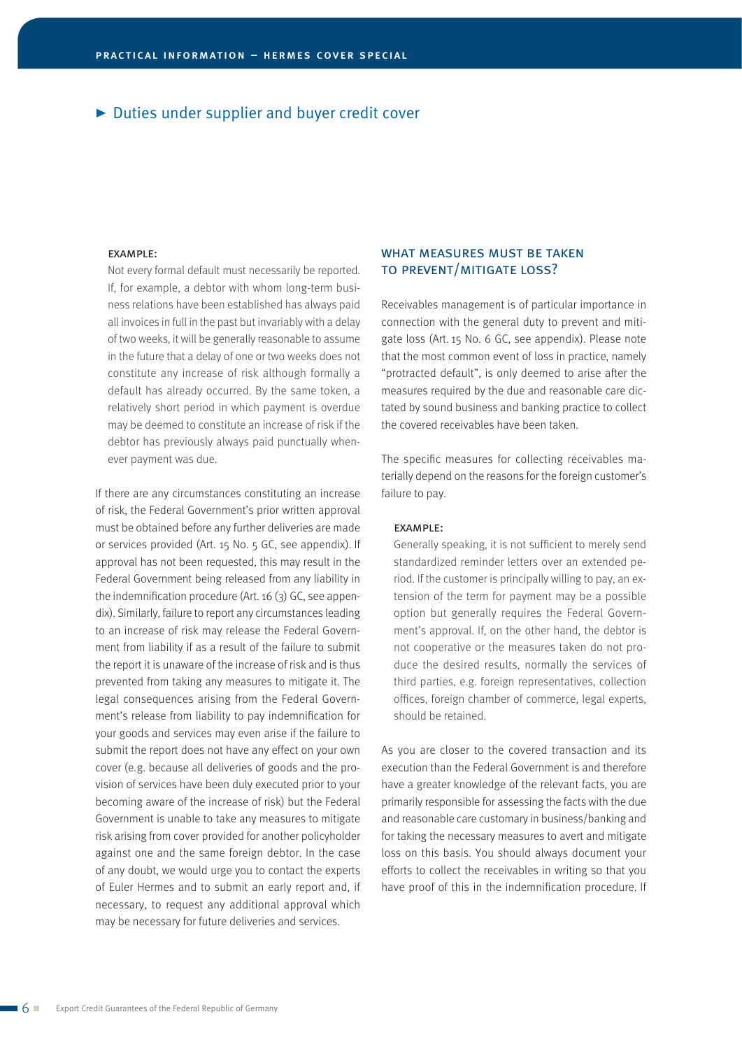## Duties under supplier and buyer credit cover

**EXAMPLE:**

Not every formal default must necessarily be reported. If, for example, a debtor with whom long-term business relations have been established has always paid all invoices in full in the past but invariably with a delay of two weeks, it will be generally reasonable to assume in the future that a delay of one or two weeks does not constitute any increase of risk although formally a default has already occurred. By the same token, a relatively short period in which payment is overdue may be deemed to constitute an increase of risk if the debtor has previously always paid punctually whenever payment was due.

If there are any circumstances constituting an increase of risk, the Federal Government's prior written approval must be obtained before any further deliveries are made or services provided (Art. 15 No. 5 GC, see appendix). If approval has not been requested, this may result in the Federal Government being released from any liability in the indemnification procedure (Art. 16 (3) GC, see appendix). Similarly, failure to report any circumstances leading to an increase of risk may release the Federal Government from liability if as a result of the failure to submit the report it is unaware of the increase of risk and is thus prevented from taking any measures to mitigate it. The legal consequences arising from the Federal Government's release from liability to pay indemnification for your goods and services may even arise if the failure to submit the report does not have any effect on your own cover (e.g. because all deliveries of goods and the provision of services have been duly executed prior to your becoming aware of the increase of risk) but the Federal Government is unable to take any measures to mitigate risk arising from cover provided for another policyholder against one and the same foreign debtor. In the case of any doubt, we would urge you to contact the experts of Euler Hermes and to submit an early report and, if necessary, to request any additional approval which may be necessary for future deliveries and services.

### WHAT MEASURES MUST BE TAKEN TO PREVENT/MITIGATE LOSS?

Receivables management is of particular importance in connection with the general duty to prevent and mitigate loss (Art. 15 No. 6 GC, see appendix). Please note that the most common event of loss in practice, namely "protracted default", is only deemed to arise after the measures required by the due and reasonable care dictated by sound business and banking practice to collect the covered receivables have been taken.

The specific measures for collecting receivables materially depend on the reasons for the foreign customer's failure to pay.

**EXAMPLE:**

Generally speaking, it is not sufficient to merely send standardized reminder letters over an extended period. If the customer is principally willing to pay, an extension of the term for payment may be a possible option but generally requires the Federal Government's approval. If, on the other hand, the debtor is not cooperative or the measures taken do not produce the desired results, normally the services of third parties, e.g. foreign representatives, collection offices, foreign chamber of commerce, legal experts, should be retained.

As you are closer to the covered transaction and its execution than the Federal Government is and therefore have a greater knowledge of the relevant facts, you are primarily responsible for assessing the facts with the due and reasonable care customary in business/banking and for taking the necessary measures to avert and mitigate loss on this basis. You should always document your efforts to collect the receivables in writing so that you have proof of this in the indemnification procedure. If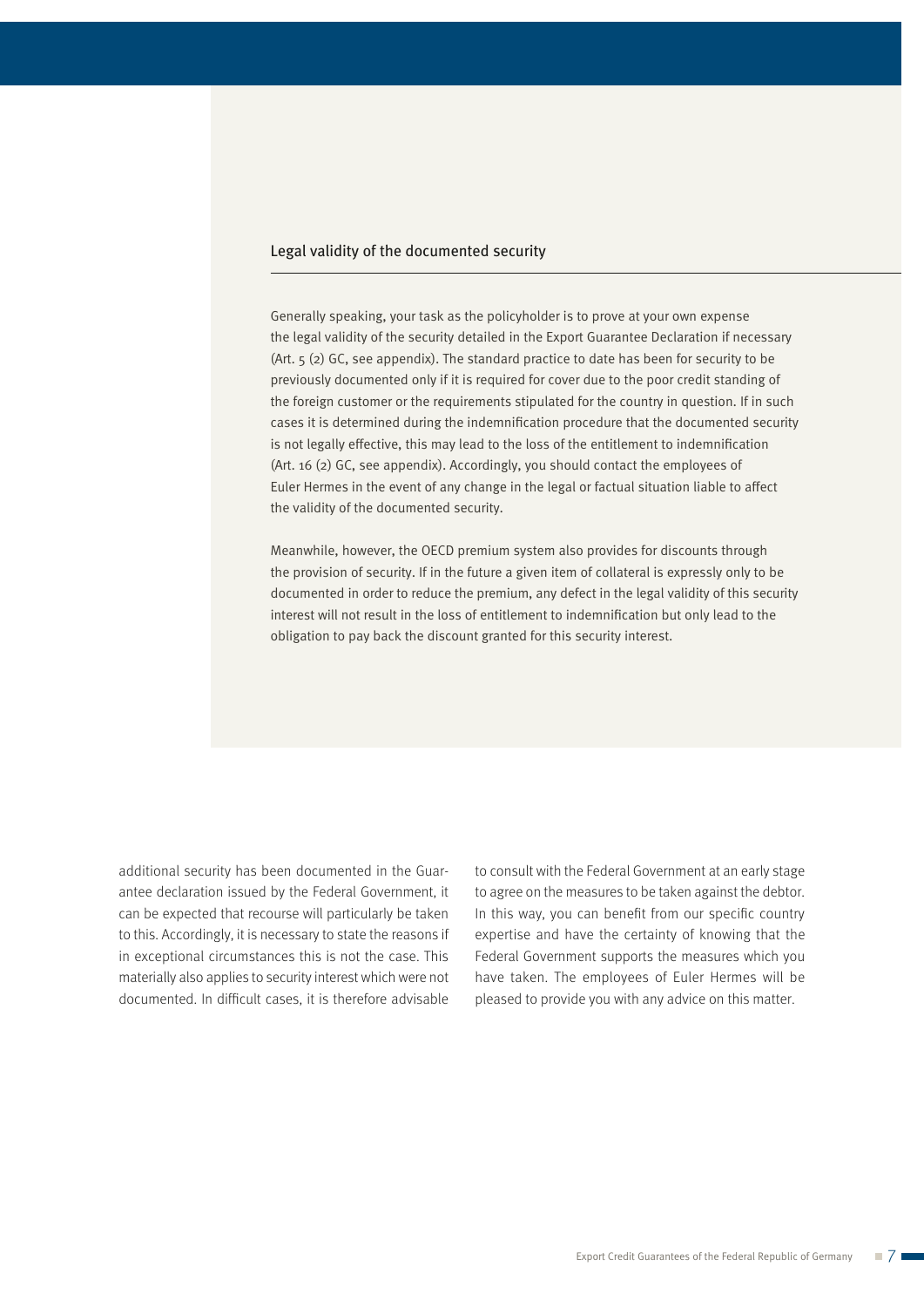## Legal validity of the documented security

Generally speaking, your task as the policyholder is to prove at your own expense the legal validity of the security detailed in the Export Guarantee Declaration if necessary (Art. 5 (2) GC, see appendix). The standard practice to date has been for security to be previously documented only if it is required for cover due to the poor credit standing of the foreign customer or the requirements stipulated for the country in question. If in such cases it is determined during the indemnification procedure that the documented security is not legally effective, this may lead to the loss of the entitlement to indemnification (Art. 16 (2) GC, see appendix). Accordingly, you should contact the employees of Euler Hermes in the event of any change in the legal or factual situation liable to affect the validity of the documented security.

Meanwhile, however, the OECD premium system also provides for discounts through the provision of security. If in the future a given item of collateral is expressly only to be documented in order to reduce the premium, any defect in the legal validity of this security interest will not result in the loss of entitlement to indemnification but only lead to the obligation to pay back the discount granted for this security interest.

additional security has been documented in the Guarantee declaration issued by the Federal Government, it can be expected that recourse will particularly be taken to this. Accordingly, it is necessary to state the reasons if in exceptional circumstances this is not the case. This materially also applies to security interest which were not documented. In difficult cases, it is therefore advisable to consult with the Federal Government at an early stage to agree on the measures to be taken against the debtor. In this way, you can benefit from our specific country expertise and have the certainty of knowing that the Federal Government supports the measures which you have taken. The employees of Euler Hermes will be pleased to provide you with any advice on this matter.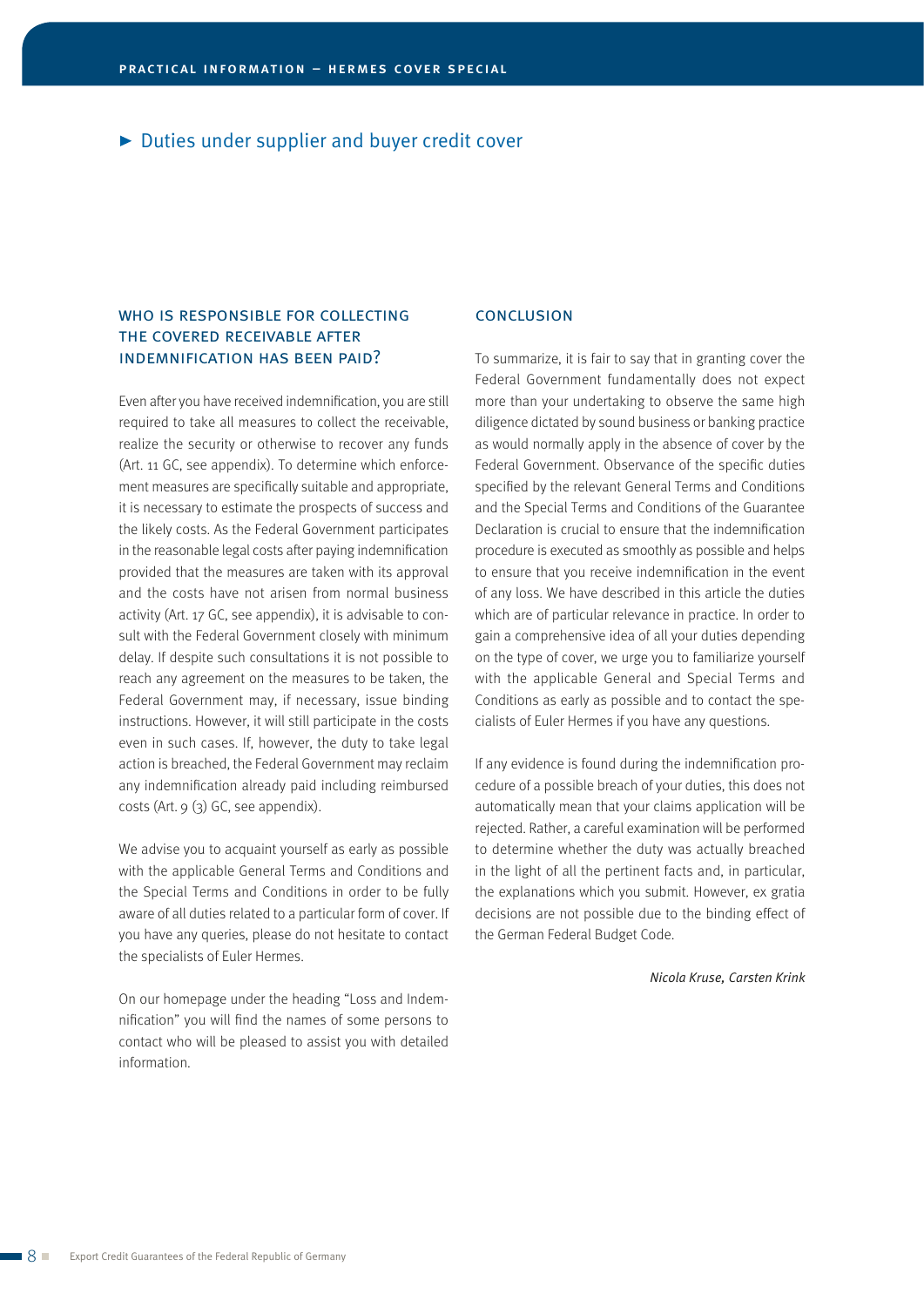## ► Duties under supplier and buyer credit cover

### WHO IS RESPONSIBLE FOR COLLECTING THE COVERED RECEIVABLE AFTER INDEMNIFICATION HAS BEEN PAID?

Even after you have received indemnification, you are still required to take all measures to collect the receivable, realize the security or otherwise to recover any funds (Art. 11 GC, see appendix). To determine which enforcement measures are specifically suitable and appropriate, it is necessary to estimate the prospects of success and the likely costs. As the Federal Government participates in the reasonable legal costs after paying indemnification provided that the measures are taken with its approval and the costs have not arisen from normal business activity (Art. 17 GC, see appendix), it is advisable to consult with the Federal Government closely with minimum delay. If despite such consultations it is not possible to reach any agreement on the measures to be taken, the Federal Government may, if necessary, issue binding instructions. However, it will still participate in the costs even in such cases. If, however, the duty to take legal action is breached, the Federal Government may reclaim any indemnification already paid including reimbursed costs (Art. 9 (3) GC, see appendix).

We advise you to acquaint yourself as early as possible with the applicable General Terms and Conditions and the Special Terms and Conditions in order to be fully aware of all duties related to a particular form of cover. If you have any queries, please do not hesitate to contact the specialists of Euler Hermes.

On our homepage under the heading "Loss and Indemnification" you will find the names of some persons to contact who will be pleased to assist you with detailed information.

### CONCLUSION

To summarize, it is fair to say that in granting cover the Federal Government fundamentally does not expect more than your undertaking to observe the same high diligence dictated by sound business or banking practice as would normally apply in the absence of cover by the Federal Government. Observance of the specific duties specified by the relevant General Terms and Conditions and the Special Terms and Conditions of the Guarantee Declaration is crucial to ensure that the indemnification procedure is executed as smoothly as possible and helps to ensure that you receive indemnification in the event of any loss. We have described in this article the duties which are of particular relevance in practice. In order to gain a comprehensive idea of all your duties depending on the type of cover, we urge you to familiarize yourself with the applicable General and Special Terms and Conditions as early as possible and to contact the specialists of Euler Hermes if you have any questions.

If any evidence is found during the indemnification procedure of a possible breach of your duties, this does not automatically mean that your claims application will be rejected. Rather, a careful examination will be performed to determine whether the duty was actually breached in the light of all the pertinent facts and, in particular, the explanations which you submit. However, ex gratia decisions are not possible due to the binding effect of the German Federal Budget Code.

*Nicola Kruse, Carsten Krink*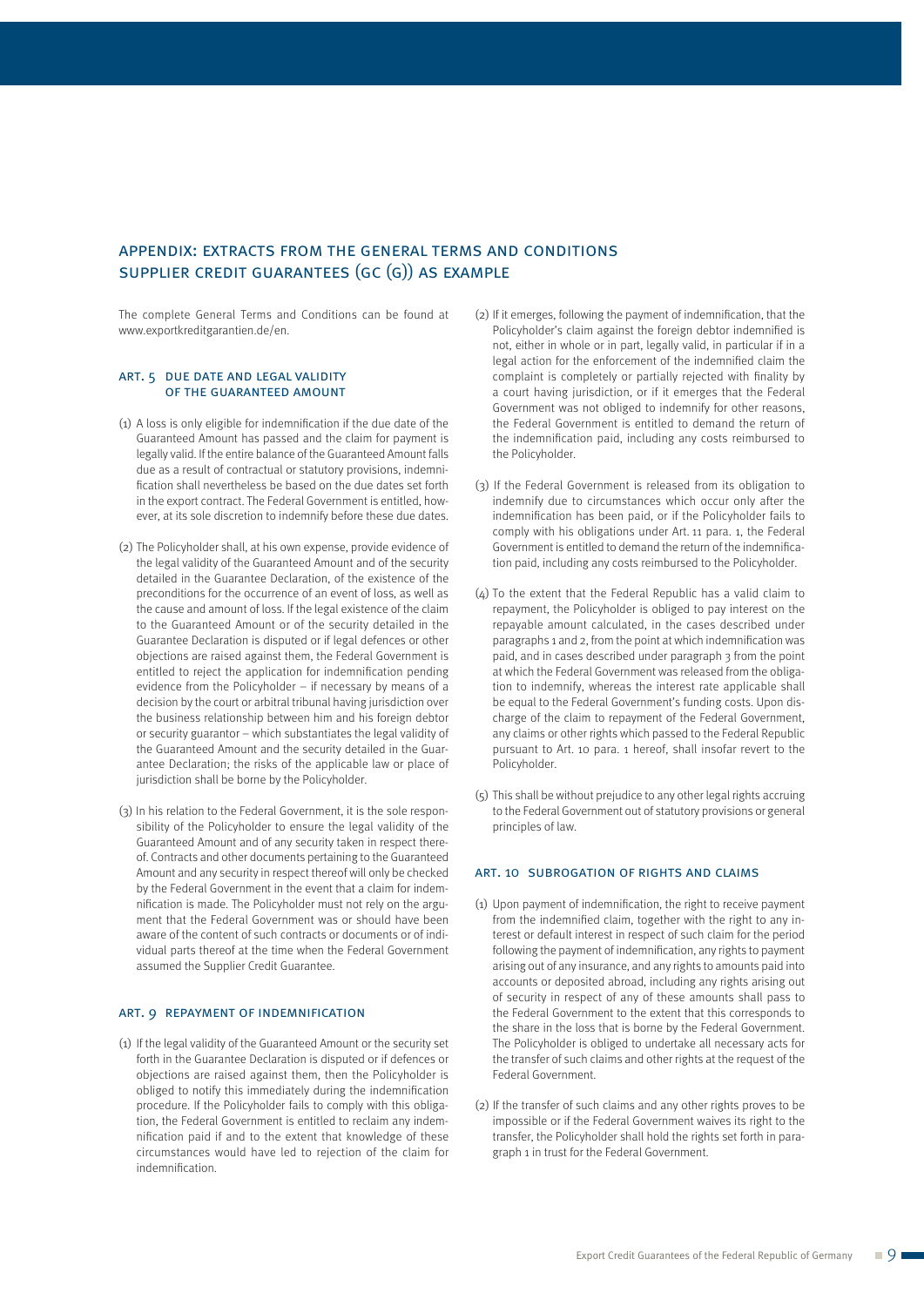## APPENDIX: EXTRACTS FROM THE GENERAL TERMS AND CONDITIONS SUPPLIER CREDIT GUARANTEES (GC (G)) AS EXAMPLE

The complete General Terms and Conditions can be found at www.exportkreditgarantien.de/en.

### ART. 5 DUE DATE AND LEGAL VALIDITY OF THE GUARANTEED AMOUNT

(1) A loss is only eligible for indemnification if the due date of the Guaranteed Amount has passed and the claim for payment is legally valid. If the entire balance of the Guaranteed Amount falls due as a result of contractual or statutory provisions, indemnification shall nevertheless be based on the due dates set forth in the export contract. The Federal Government is entitled, however, at its sole discretion to indemnify before these due dates.

(2) The Policyholder shall, at his own expense, provide evidence of the legal validity of the Guaranteed Amount and of the security detailed in the Guarantee Declaration, of the existence of the preconditions for the occurrence of an event of loss, as well as the cause and amount of loss. If the legal existence of the claim to the Guaranteed Amount or of the security detailed in the Guarantee Declaration is disputed or if legal defences or other objections are raised against them, the Federal Government is entitled to reject the application for indemnification pending evidence from the Policyholder – if necessary by means of a decision by the court or arbitral tribunal having jurisdiction over the business relationship between him and his foreign debtor or security guarantor – which substantiates the legal validity of the Guaranteed Amount and the security detailed in the Guarantee Declaration; the risks of the applicable law or place of jurisdiction shall be borne by the Policyholder.

(3) In his relation to the Federal Government, it is the sole responsibility of the Policyholder to ensure the legal validity of the Guaranteed Amount and of any security taken in respect thereof. Contracts and other documents pertaining to the Guaranteed Amount and any security in respect thereof will only be checked by the Federal Government in the event that a claim for indemnification is made. The Policyholder must not rely on the argument that the Federal Government was or should have been aware of the content of such contracts or documents or of individual parts thereof at the time when the Federal Government assumed the Supplier Credit Guarantee.

### ART. 9 REPAYMENT OF INDEMNIFICATION

(1) If the legal validity of the Guaranteed Amount or the security set forth in the Guarantee Declaration is disputed or if defences or objections are raised against them, then the Policyholder is obliged to notify this immediately during the indemnification procedure. If the Policyholder fails to comply with this obligation, the Federal Government is entitled to reclaim any indemnification paid if and to the extent that knowledge of these circumstances would have led to rejection of the claim for indemnification.

(2) If it emerges, following the payment of indemnification, that the Policyholder's claim against the foreign debtor indemnified is not, either in whole or in part, legally valid, in particular if in a legal action for the enforcement of the indemnified claim the complaint is completely or partially rejected with finality by a court having jurisdiction, or if it emerges that the Federal Government was not obliged to indemnify for other reasons, the Federal Government is entitled to demand the return of the indemnification paid, including any costs reimbursed to the Policyholder.

(3) If the Federal Government is released from its obligation to indemnify due to circumstances which occur only after the indemnification has been paid, or if the Policyholder fails to comply with his obligations under Art. 11 para. 1, the Federal Government is entitled to demand the return of the indemnification paid, including any costs reimbursed to the Policyholder.

(4) To the extent that the Federal Republic has a valid claim to repayment, the Policyholder is obliged to pay interest on the repayable amount calculated, in the cases described under paragraphs 1 and 2, from the point at which indemnification was paid, and in cases described under paragraph 3 from the point at which the Federal Government was released from the obligation to indemnify, whereas the interest rate applicable shall be equal to the Federal Government's funding costs. Upon discharge of the claim to repayment of the Federal Government, any claims or other rights which passed to the Federal Republic pursuant to Art. 10 para. 1 hereof, shall insofar revert to the Policyholder.

(5) This shall be without prejudice to any other legal rights accruing to the Federal Government out of statutory provisions or general principles of law.

### ART. 10 SUBROGATION OF RIGHTS AND CLAIMS

(1) Upon payment of indemnification, the right to receive payment from the indemnified claim, together with the right to any interest or default interest in respect of such claim for the period following the payment of indemnification, any rights to payment arising out of any insurance, and any rights to amounts paid into accounts or deposited abroad, including any rights arising out of security in respect of any of these amounts shall pass to the Federal Government to the extent that this corresponds to the share in the loss that is borne by the Federal Government. The Policyholder is obliged to undertake all necessary acts for the transfer of such claims and other rights at the request of the Federal Government.

(2) If the transfer of such claims and any other rights proves to be impossible or if the Federal Government waives its right to the transfer, the Policyholder shall hold the rights set forth in paragraph 1 in trust for the Federal Government.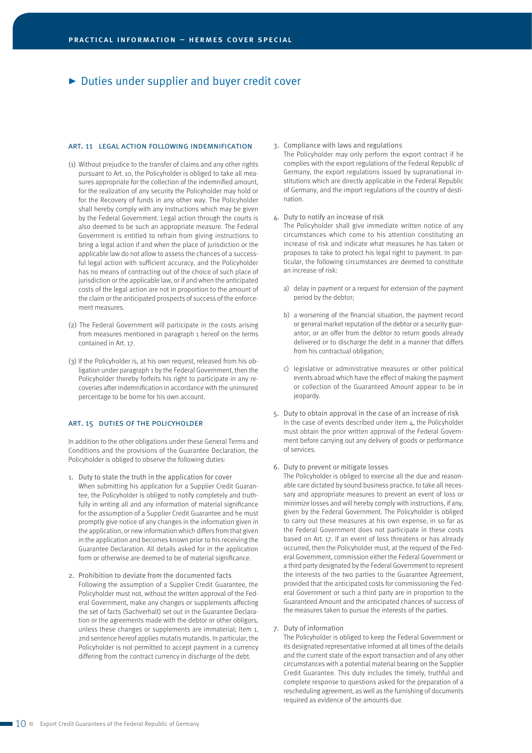## Duties under supplier and buyer credit cover

### ART. 11 LEGAL ACTION FOLLOWING INDEMNIFICATION

(1) Without prejudice to the transfer of claims and any other rights pursuant to Art. 10, the Policyholder is obliged to take all measures appropriate for the collection of the indemnified amount, for the realization of any security the Policyholder may hold or for the Recovery of funds in any other way. The Policyholder shall hereby comply with any instructions which may be given by the Federal Government. Legal action through the courts is also deemed to be such an appropriate measure. The Federal Government is entitled to refrain from giving instructions to bring a legal action if and when the place of jurisdiction or the applicable law do not allow to assess the chances of a successful legal action with sufficient accuracy, and the Policyholder has no means of contracting out of the choice of such place of jurisdiction or the applicable law, or if and when the anticipated costs of the legal action are not in proportion to the amount of the claim or the anticipated prospects of success of the enforcement measures.

(2) The Federal Government will participate in the costs arising from measures mentioned in paragraph 1 hereof on the terms contained in Art. 17.

(3) If the Policyholder is, at his own request, released from his obligation under paragraph 1 by the Federal Government, then the Policyholder thereby forfeits his right to participate in any recoveries after indemnification in accordance with the uninsured percentage to be borne for his own account.

### ART. 15 DUTIES OF THE POLICYHOLDER

In addition to the other obligations under these General Terms and Conditions and the provisions of the Guarantee Declaration, the Policyholder is obliged to observe the following duties:

1. Duty to state the truth in the application for cover
   When submitting his application for a Supplier Credit Guarantee, the Policyholder is obliged to notify completely and truthfully in writing all and any information of material significance for the assumption of a Supplier Credit Guarantee and he must promptly give notice of any changes in the information given in the application, or new information which differs from that given in the application and becomes known prior to his receiving the Guarantee Declaration. All details asked for in the application form or otherwise are deemed to be of material significance.

2. Prohibition to deviate from the documented facts
   Following the assumption of a Supplier Credit Guarantee, the Policyholder must not, without the written approval of the Federal Government, make any changes or supplements affecting the set of facts (Sachverhalt) set out in the Guarantee Declaration or the agreements made with the debtor or other obligors, unless these changes or supplements are immaterial; Item 1, 2nd sentence hereof applies mutatis mutandis. In particular, the Policyholder is not permitted to accept payment in a currency differing from the contract currency in discharge of the debt.

3. Compliance with laws and regulations
   The Policyholder may only perform the export contract if he complies with the export regulations of the Federal Republic of Germany, the export regulations issued by supranational institutions which are directly applicable in the Federal Republic of Germany, and the import regulations of the country of destination.

4. Duty to notify an increase of risk
   The Policyholder shall give immediate written notice of any circumstances which come to his attention constituting an increase of risk and indicate what measures he has taken or proposes to take to protect his legal right to payment. In particular, the following circumstances are deemed to constitute an increase of risk:

   a) delay in payment or a request for extension of the payment period by the debtor;

   b) a worsening of the financial situation, the payment record or general market reputation of the debtor or a security guarantor, or an offer from the debtor to return goods already delivered or to discharge the debt in a manner that differs from his contractual obligation;

   c) legislative or administrative measures or other political events abroad which have the effect of making the payment or collection of the Guaranteed Amount appear to be in jeopardy.

5. Duty to obtain approval in the case of an increase of risk
   In the case of events described under item 4, the Policyholder must obtain the prior written approval of the Federal Government before carrying out any delivery of goods or performance of services.

6. Duty to prevent or mitigate losses
   The Policyholder is obliged to exercise all the due and reasonable care dictated by sound business practice, to take all necessary and appropriate measures to prevent an event of loss or minimize losses and will hereby comply with instructions, if any, given by the Federal Government. The Policyholder is obliged to carry out these measures at his own expense, in so far as the Federal Government does not participate in these costs based on Art. 17. If an event of loss threatens or has already occurred, then the Policyholder must, at the request of the Federal Government, commission either the Federal Government or a third party designated by the Federal Government to represent the interests of the two parties to the Guarantee Agreement, provided that the anticipated costs for commissioning the Federal Government or such a third party are in proportion to the Guaranteed Amount and the anticipated chances of success of the measures taken to pursue the interests of the parties.

7. Duty of information
   The Policyholder is obliged to keep the Federal Government or its designated representative informed at all times of the details and the current state of the export transaction and of any other circumstances with a potential material bearing on the Supplier Credit Guarantee. This duty includes the timely, truthful and complete response to questions asked for the preparation of a rescheduling agreement, as well as the furnishing of documents required as evidence of the amounts due.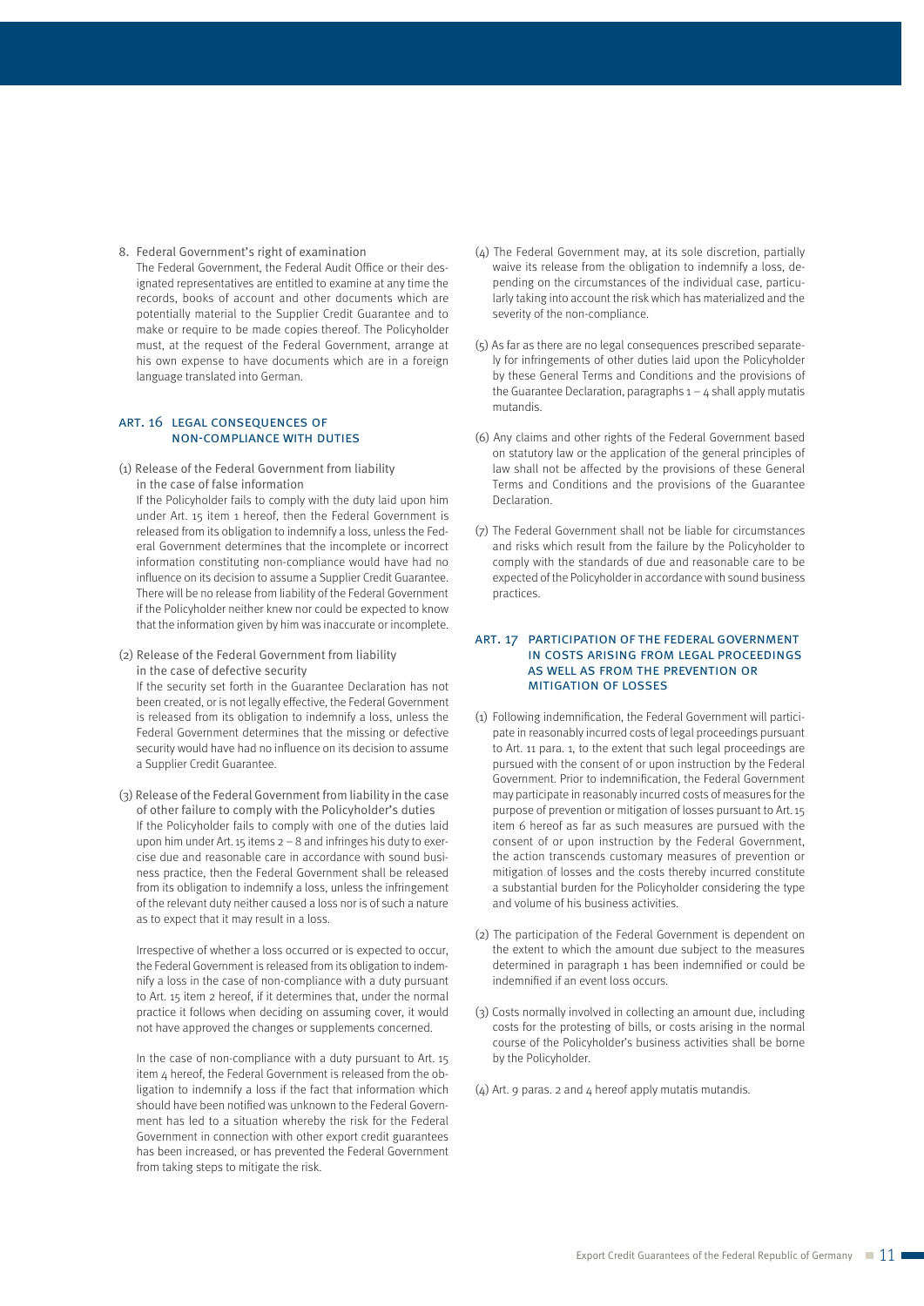8. Federal Government's right of examination
   The Federal Government, the Federal Audit Office or their designated representatives are entitled to examine at any time the records, books of account and other documents which are potentially material to the Supplier Credit Guarantee and to make or require to be made copies thereof. The Policyholder must, at the request of the Federal Government, arrange at his own expense to have documents which are in a foreign language translated into German.

## ART. 16 LEGAL CONSEQUENCES OF NON-COMPLIANCE WITH DUTIES

(1) Release of the Federal Government from liability in the case of false information
If the Policyholder fails to comply with the duty laid upon him under Art. 15 item 1 hereof, then the Federal Government is released from its obligation to indemnify a loss, unless the Federal Government determines that the incomplete or incorrect information constituting non-compliance would have had no influence on its decision to assume a Supplier Credit Guarantee. There will be no release from liability of the Federal Government if the Policyholder neither knew nor could be expected to know that the information given by him was inaccurate or incomplete.

(2) Release of the Federal Government from liability in the case of defective security
If the security set forth in the Guarantee Declaration has not been created, or is not legally effective, the Federal Government is released from its obligation to indemnify a loss, unless the Federal Government determines that the missing or defective security would have had no influence on its decision to assume a Supplier Credit Guarantee.

(3) Release of the Federal Government from liability in the case of other failure to comply with the Policyholder's duties
If the Policyholder fails to comply with one of the duties laid upon him under Art. 15 items 2 – 8 and infringes his duty to exercise due and reasonable care in accordance with sound business practice, then the Federal Government shall be released from its obligation to indemnify a loss, unless the infringement of the relevant duty neither caused a loss nor is of such a nature as to expect that it may result in a loss.

Irrespective of whether a loss occurred or is expected to occur, the Federal Government is released from its obligation to indemnify a loss in the case of non-compliance with a duty pursuant to Art. 15 item 2 hereof, if it determines that, under the normal practice it follows when deciding on assuming cover, it would not have approved the changes or supplements concerned.

In the case of non-compliance with a duty pursuant to Art. 15 item 4 hereof, the Federal Government is released from the obligation to indemnify a loss if the fact that information which should have been notified was unknown to the Federal Government has led to a situation whereby the risk for the Federal Government in connection with other export credit guarantees has been increased, or has prevented the Federal Government from taking steps to mitigate the risk.

(4) The Federal Government may, at its sole discretion, partially waive its release from the obligation to indemnify a loss, depending on the circumstances of the individual case, particularly taking into account the risk which has materialized and the severity of the non-compliance.

(5) As far as there are no legal consequences prescribed separately for infringements of other duties laid upon the Policyholder by these General Terms and Conditions and the provisions of the Guarantee Declaration, paragraphs 1 – 4 shall apply mutatis mutandis.

(6) Any claims and other rights of the Federal Government based on statutory law or the application of the general principles of law shall not be affected by the provisions of these General Terms and Conditions and the provisions of the Guarantee Declaration.

(7) The Federal Government shall not be liable for circumstances and risks which result from the failure by the Policyholder to comply with the standards of due and reasonable care to be expected of the Policyholder in accordance with sound business practices.

## ART. 17 PARTICIPATION OF THE FEDERAL GOVERNMENT IN COSTS ARISING FROM LEGAL PROCEEDINGS AS WELL AS FROM THE PREVENTION OR MITIGATION OF LOSSES

(1) Following indemnification, the Federal Government will participate in reasonably incurred costs of legal proceedings pursuant to Art. 11 para. 1, to the extent that such legal proceedings are pursued with the consent of or upon instruction by the Federal Government. Prior to indemnification, the Federal Government may participate in reasonably incurred costs of measures for the purpose of prevention or mitigation of losses pursuant to Art. 15 item 6 hereof as far as such measures are pursued with the consent of or upon instruction by the Federal Government, the action transcends customary measures of prevention or mitigation of losses and the costs thereby incurred constitute a substantial burden for the Policyholder considering the type and volume of his business activities.

(2) The participation of the Federal Government is dependent on the extent to which the amount due subject to the measures determined in paragraph 1 has been indemnified or could be indemnified if an event loss occurs.

(3) Costs normally involved in collecting an amount due, including costs for the protesting of bills, or costs arising in the normal course of the Policyholder's business activities shall be borne by the Policyholder.

(4) Art. 9 paras. 2 and 4 hereof apply mutatis mutandis.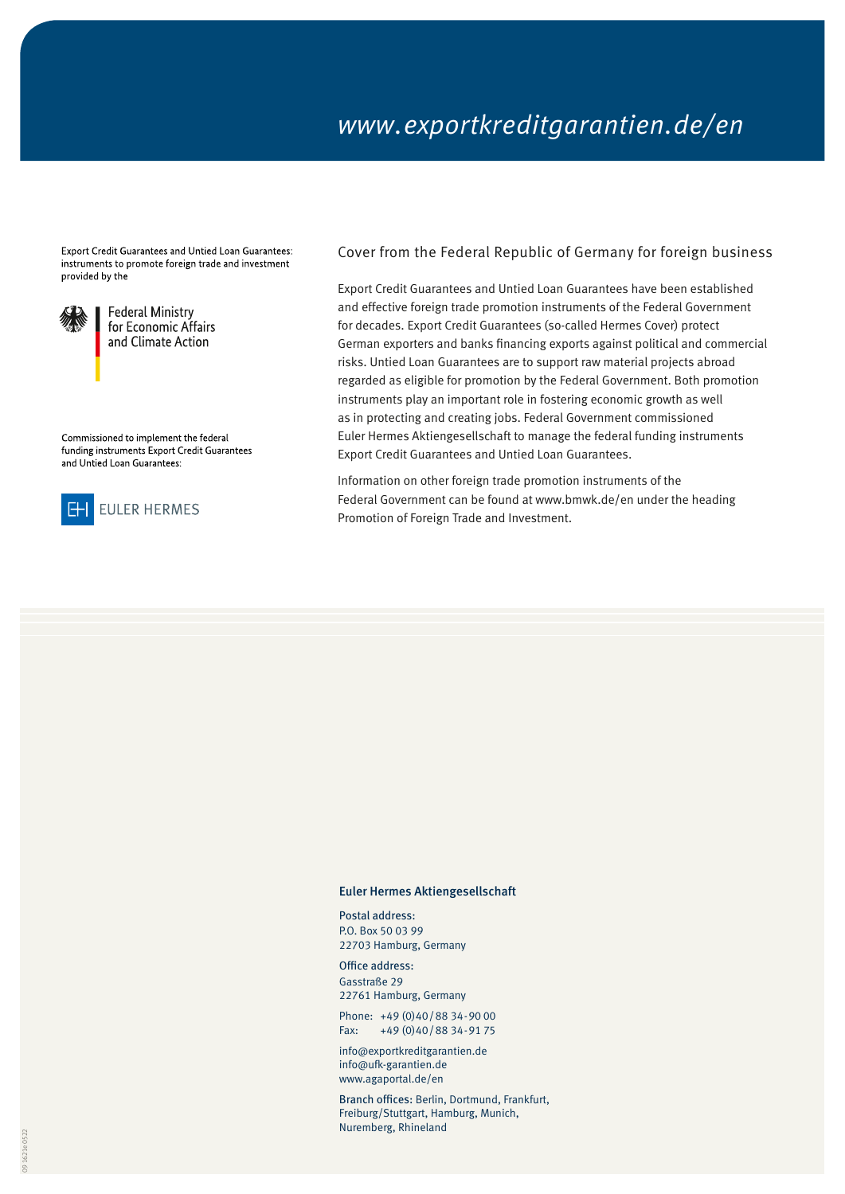*www.exportkreditgarantien.de/en*

Export Credit Guarantees and Untied Loan Guarantees: instruments to promote foreign trade and investment provided by the

Federal Ministry for Economic Affairs and Climate Action

Commissioned to implement the federal funding instruments Export Credit Guarantees and Untied Loan Guarantees:

EULER HERMES

## Cover from the Federal Republic of Germany for foreign business

Export Credit Guarantees and Untied Loan Guarantees have been established and effective foreign trade promotion instruments of the Federal Government for decades. Export Credit Guarantees (so-called Hermes Cover) protect German exporters and banks financing exports against political and commercial risks. Untied Loan Guarantees are to support raw material projects abroad regarded as eligible for promotion by the Federal Government. Both promotion instruments play an important role in fostering economic growth as well as in protecting and creating jobs. Federal Government commissioned Euler Hermes Aktiengesellschaft to manage the federal funding instruments Export Credit Guarantees and Untied Loan Guarantees.

Information on other foreign trade promotion instruments of the Federal Government can be found at www.bmwk.de/en under the heading Promotion of Foreign Trade and Investment.

**Euler Hermes Aktiengesellschaft**

Postal address:
P.O. Box 50 03 99
22703 Hamburg, Germany

Office address:
Gasstraße 29
22761 Hamburg, Germany

Phone: +49 (0)40 / 88 34-90 00
Fax: +49 (0)40 / 88 34-91 75

info@exportkreditgarantien.de
info@ufk-garantien.de
www.agaportal.de/en

Branch offices: Berlin, Dortmund, Frankfurt, Freiburg/Stuttgart, Hamburg, Munich, Nuremberg, Rhineland

09 1621e 0522